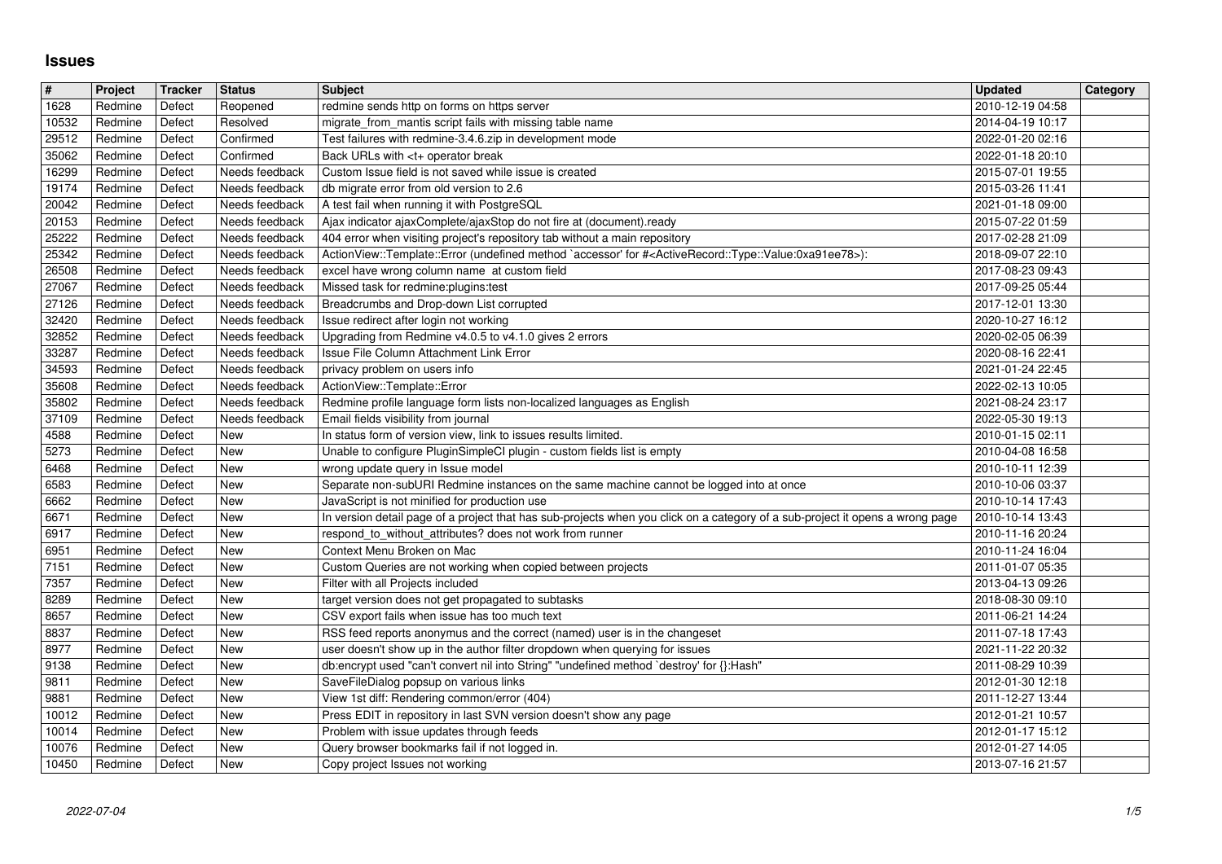# Issues

| # | Project | Tracker | Status | Subject | Updated | Category |
|---|---|---|---|---|---|---|
| 1628 | Redmine | Defect | Reopened | redmine sends http on forms on https server | 2010-12-19 04:58 | |
| 10532 | Redmine | Defect | Resolved | migrate_from_mantis script fails with missing table name | 2014-04-19 10:17 | |
| 29512 | Redmine | Defect | Confirmed | Test failures with redmine-3.4.6.zip in development mode | 2022-01-20 02:16 | |
| 35062 | Redmine | Defect | Confirmed | Back URLs with <t+ operator break | 2022-01-18 20:10 | |
| 16299 | Redmine | Defect | Needs feedback | Custom Issue field is not saved while issue is created | 2015-07-01 19:55 | |
| 19174 | Redmine | Defect | Needs feedback | db migrate error from old version to 2.6 | 2015-03-26 11:41 | |
| 20042 | Redmine | Defect | Needs feedback | A test fail when running it with PostgreSQL | 2021-01-18 09:00 | |
| 20153 | Redmine | Defect | Needs feedback | Ajax indicator ajaxComplete/ajaxStop do not fire at (document).ready | 2015-07-22 01:59 | |
| 25222 | Redmine | Defect | Needs feedback | 404 error when visiting project's repository tab without a main repository | 2017-02-28 21:09 | |
| 25342 | Redmine | Defect | Needs feedback | ActionView::Template::Error (undefined method `accessor' for #<ActiveRecord::Type::Value:0xa91ee78>): | 2018-09-07 22:10 | |
| 26508 | Redmine | Defect | Needs feedback | excel have wrong column name at custom field | 2017-08-23 09:43 | |
| 27067 | Redmine | Defect | Needs feedback | Missed task for redmine:plugins:test | 2017-09-25 05:44 | |
| 27126 | Redmine | Defect | Needs feedback | Breadcrumbs and Drop-down List corrupted | 2017-12-01 13:30 | |
| 32420 | Redmine | Defect | Needs feedback | Issue redirect after login not working | 2020-10-27 16:12 | |
| 32852 | Redmine | Defect | Needs feedback | Upgrading from Redmine v4.0.5 to v4.1.0 gives 2 errors | 2020-02-05 06:39 | |
| 33287 | Redmine | Defect | Needs feedback | Issue File Column Attachment Link Error | 2020-08-16 22:41 | |
| 34593 | Redmine | Defect | Needs feedback | privacy problem on users info | 2021-01-24 22:45 | |
| 35608 | Redmine | Defect | Needs feedback | ActionView::Template::Error | 2022-02-13 10:05 | |
| 35802 | Redmine | Defect | Needs feedback | Redmine profile language form lists non-localized languages as English | 2021-08-24 23:17 | |
| 37109 | Redmine | Defect | Needs feedback | Email fields visibility from journal | 2022-05-30 19:13 | |
| 4588 | Redmine | Defect | New | In status form of version view, link to issues results limited. | 2010-01-15 02:11 | |
| 5273 | Redmine | Defect | New | Unable to configure PluginSimpleCI plugin - custom fields list is empty | 2010-04-08 16:58 | |
| 6468 | Redmine | Defect | New | wrong update query in Issue model | 2010-10-11 12:39 | |
| 6583 | Redmine | Defect | New | Separate non-subURI Redmine instances on the same machine cannot be logged into at once | 2010-10-06 03:37 | |
| 6662 | Redmine | Defect | New | JavaScript is not minified for production use | 2010-10-14 17:43 | |
| 6671 | Redmine | Defect | New | In version detail page of a project that has sub-projects when you click on a category of a sub-project it opens a wrong page | 2010-10-14 13:43 | |
| 6917 | Redmine | Defect | New | respond_to_without_attributes? does not work from runner | 2010-11-16 20:24 | |
| 6951 | Redmine | Defect | New | Context Menu Broken on Mac | 2010-11-24 16:04 | |
| 7151 | Redmine | Defect | New | Custom Queries are not working when copied between projects | 2011-01-07 05:35 | |
| 7357 | Redmine | Defect | New | Filter with all Projects included | 2013-04-13 09:26 | |
| 8289 | Redmine | Defect | New | target version does not get propagated to subtasks | 2018-08-30 09:10 | |
| 8657 | Redmine | Defect | New | CSV export fails when issue has too much text | 2011-06-21 14:24 | |
| 8837 | Redmine | Defect | New | RSS feed reports anonymus and the correct (named) user is in the changeset | 2011-07-18 17:43 | |
| 8977 | Redmine | Defect | New | user doesn't show up in the author filter dropdown when querying for issues | 2021-11-22 20:32 | |
| 9138 | Redmine | Defect | New | db:encrypt used "can't convert nil into String" "undefined method `destroy' for {}:Hash" | 2011-08-29 10:39 | |
| 9811 | Redmine | Defect | New | SaveFileDialog popsup on various links | 2012-01-30 12:18 | |
| 9881 | Redmine | Defect | New | View 1st diff: Rendering common/error (404) | 2011-12-27 13:44 | |
| 10012 | Redmine | Defect | New | Press EDIT in repository in last SVN version doesn't show any page | 2012-01-21 10:57 | |
| 10014 | Redmine | Defect | New | Problem with issue updates through feeds | 2012-01-17 15:12 | |
| 10076 | Redmine | Defect | New | Query browser bookmarks fail if not logged in. | 2012-01-27 14:05 | |
| 10450 | Redmine | Defect | New | Copy project Issues not working | 2013-07-16 21:57 | |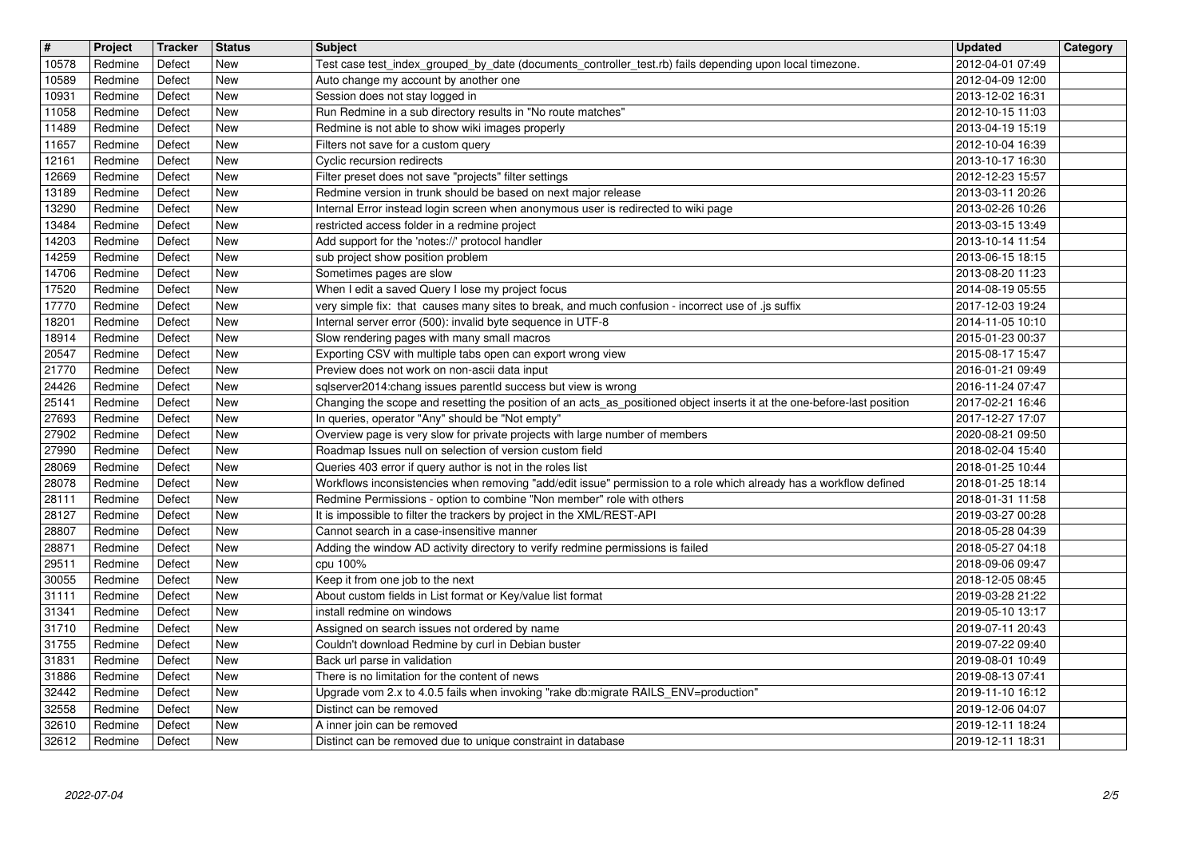| # | Project | Tracker | Status | Subject | Updated | Category |
| --- | --- | --- | --- | --- | --- | --- |
| 10578 | Redmine | Defect | New | Test case test_index_grouped_by_date (documents_controller_test.rb) fails depending upon local timezone. | 2012-04-01 07:49 | |
| 10589 | Redmine | Defect | New | Auto change my account by another one | 2012-04-09 12:00 | |
| 10931 | Redmine | Defect | New | Session does not stay logged in | 2013-12-02 16:31 | |
| 11058 | Redmine | Defect | New | Run Redmine in a sub directory results in "No route matches" | 2012-10-15 11:03 | |
| 11489 | Redmine | Defect | New | Redmine is not able to show wiki images properly | 2013-04-19 15:19 | |
| 11657 | Redmine | Defect | New | Filters not save for a custom query | 2012-10-04 16:39 | |
| 12161 | Redmine | Defect | New | Cyclic recursion redirects | 2013-10-17 16:30 | |
| 12669 | Redmine | Defect | New | Filter preset does not save "projects" filter settings | 2012-12-23 15:57 | |
| 13189 | Redmine | Defect | New | Redmine version in trunk should be based on next major release | 2013-03-11 20:26 | |
| 13290 | Redmine | Defect | New | Internal Error instead login screen when anonymous user is redirected to wiki page | 2013-02-26 10:26 | |
| 13484 | Redmine | Defect | New | restricted access folder in a redmine project | 2013-03-15 13:49 | |
| 14203 | Redmine | Defect | New | Add support for the 'notes://' protocol handler | 2013-10-14 11:54 | |
| 14259 | Redmine | Defect | New | sub project show position problem | 2013-06-15 18:15 | |
| 14706 | Redmine | Defect | New | Sometimes pages are slow | 2013-08-20 11:23 | |
| 17520 | Redmine | Defect | New | When I edit a saved Query I lose my project focus | 2014-08-19 05:55 | |
| 17770 | Redmine | Defect | New | very simple fix: that causes many sites to break, and much confusion - incorrect use of .js suffix | 2017-12-03 19:24 | |
| 18201 | Redmine | Defect | New | Internal server error (500): invalid byte sequence in UTF-8 | 2014-11-05 10:10 | |
| 18914 | Redmine | Defect | New | Slow rendering pages with many small macros | 2015-01-23 00:37 | |
| 20547 | Redmine | Defect | New | Exporting CSV with multiple tabs open can export wrong view | 2015-08-17 15:47 | |
| 21770 | Redmine | Defect | New | Preview does not work on non-ascii data input | 2016-01-21 09:49 | |
| 24426 | Redmine | Defect | New | sqlserver2014:chang issues parentId success but view is wrong | 2016-11-24 07:47 | |
| 25141 | Redmine | Defect | New | Changing the scope and resetting the position of an acts_as_positioned object inserts it at the one-before-last position | 2017-02-21 16:46 | |
| 27693 | Redmine | Defect | New | In queries, operator "Any" should be "Not empty" | 2017-12-27 17:07 | |
| 27902 | Redmine | Defect | New | Overview page is very slow for private projects with large number of members | 2020-08-21 09:50 | |
| 27990 | Redmine | Defect | New | Roadmap Issues null on selection of version custom field | 2018-02-04 15:40 | |
| 28069 | Redmine | Defect | New | Queries 403 error if query author is not in the roles list | 2018-01-25 10:44 | |
| 28078 | Redmine | Defect | New | Workflows inconsistencies when removing "add/edit issue" permission to a role which already has a workflow defined | 2018-01-25 18:14 | |
| 28111 | Redmine | Defect | New | Redmine Permissions - option to combine "Non member" role with others | 2018-01-31 11:58 | |
| 28127 | Redmine | Defect | New | It is impossible to filter the trackers by project in the XML/REST-API | 2019-03-27 00:28 | |
| 28807 | Redmine | Defect | New | Cannot search in a case-insensitive manner | 2018-05-28 04:39 | |
| 28871 | Redmine | Defect | New | Adding the window AD activity directory to verify redmine permissions is failed | 2018-05-27 04:18 | |
| 29511 | Redmine | Defect | New | cpu 100% | 2018-09-06 09:47 | |
| 30055 | Redmine | Defect | New | Keep it from one job to the next | 2018-12-05 08:45 | |
| 31111 | Redmine | Defect | New | About custom fields in List format or Key/value list format | 2019-03-28 21:22 | |
| 31341 | Redmine | Defect | New | install redmine on windows | 2019-05-10 13:17 | |
| 31710 | Redmine | Defect | New | Assigned on search issues not ordered by name | 2019-07-11 20:43 | |
| 31755 | Redmine | Defect | New | Couldn't download Redmine by curl in Debian buster | 2019-07-22 09:40 | |
| 31831 | Redmine | Defect | New | Back url parse in validation | 2019-08-01 10:49 | |
| 31886 | Redmine | Defect | New | There is no limitation for the content of news | 2019-08-13 07:41 | |
| 32442 | Redmine | Defect | New | Upgrade vom 2.x to 4.0.5 fails when invoking "rake db:migrate RAILS_ENV=production" | 2019-11-10 16:12 | |
| 32558 | Redmine | Defect | New | Distinct can be removed | 2019-12-06 04:07 | |
| 32610 | Redmine | Defect | New | A inner join can be removed | 2019-12-11 18:24 | |
| 32612 | Redmine | Defect | New | Distinct can be removed due to unique constraint in database | 2019-12-11 18:31 | |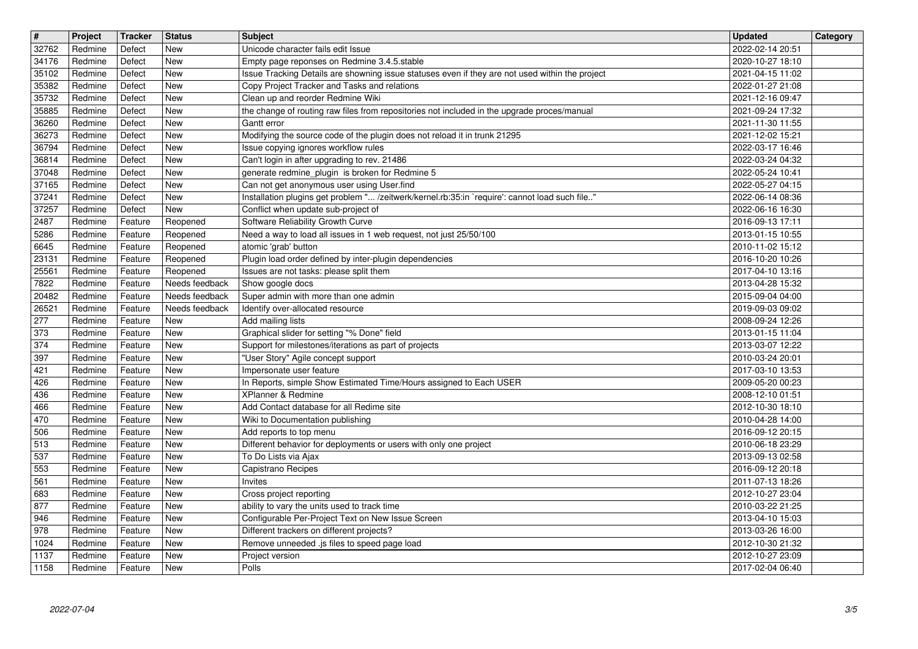| # | Project | Tracker | Status | Subject | Updated | Category |
|---|---|---|---|---|---|---|
| 32762 | Redmine | Defect | New | Unicode character fails edit Issue | 2022-02-14 20:51 | |
| 34176 | Redmine | Defect | New | Empty page reponses on Redmine 3.4.5.stable | 2020-10-27 18:10 | |
| 35102 | Redmine | Defect | New | Issue Tracking Details are showning issue statuses even if they are not used within the project | 2021-04-15 11:02 | |
| 35382 | Redmine | Defect | New | Copy Project Tracker and Tasks and relations | 2022-01-27 21:08 | |
| 35732 | Redmine | Defect | New | Clean up and reorder Redmine Wiki | 2021-12-16 09:47 | |
| 35885 | Redmine | Defect | New | the change of routing raw files from repositories not included in the upgrade proces/manual | 2021-09-24 17:32 | |
| 36260 | Redmine | Defect | New | Gantt error | 2021-11-30 11:55 | |
| 36273 | Redmine | Defect | New | Modifying the source code of the plugin does not reload it in trunk 21295 | 2021-12-02 15:21 | |
| 36794 | Redmine | Defect | New | Issue copying ignores workflow rules | 2022-03-17 16:46 | |
| 36814 | Redmine | Defect | New | Can't login in after upgrading to rev. 21486 | 2022-03-24 04:32 | |
| 37048 | Redmine | Defect | New | generate redmine_plugin is broken for Redmine 5 | 2022-05-24 10:41 | |
| 37165 | Redmine | Defect | New | Can not get anonymous user using User.find | 2022-05-27 04:15 | |
| 37241 | Redmine | Defect | New | Installation plugins get problem "... /zeitwerk/kernel.rb:35:in `require': cannot load such file.." | 2022-06-14 08:36 | |
| 37257 | Redmine | Defect | New | Conflict when update sub-project of | 2022-06-16 16:30 | |
| 2487 | Redmine | Feature | Reopened | Software Reliability Growth Curve | 2016-09-13 17:11 | |
| 5286 | Redmine | Feature | Reopened | Need a way to load all issues in 1 web request, not just 25/50/100 | 2013-01-15 10:55 | |
| 6645 | Redmine | Feature | Reopened | atomic 'grab' button | 2010-11-02 15:12 | |
| 23131 | Redmine | Feature | Reopened | Plugin load order defined by inter-plugin dependencies | 2016-10-20 10:26 | |
| 25561 | Redmine | Feature | Reopened | Issues are not tasks: please split them | 2017-04-10 13:16 | |
| 7822 | Redmine | Feature | Needs feedback | Show google docs | 2013-04-28 15:32 | |
| 20482 | Redmine | Feature | Needs feedback | Super admin with more than one admin | 2015-09-04 04:00 | |
| 26521 | Redmine | Feature | Needs feedback | Identify over-allocated resource | 2019-09-03 09:02 | |
| 277 | Redmine | Feature | New | Add mailing lists | 2008-09-24 12:26 | |
| 373 | Redmine | Feature | New | Graphical slider for setting "% Done" field | 2013-01-15 11:04 | |
| 374 | Redmine | Feature | New | Support for milestones/iterations as part of projects | 2013-03-07 12:22 | |
| 397 | Redmine | Feature | New | "User Story" Agile concept support | 2010-03-24 20:01 | |
| 421 | Redmine | Feature | New | Impersonate user feature | 2017-03-10 13:53 | |
| 426 | Redmine | Feature | New | In Reports, simple Show Estimated Time/Hours assigned to Each USER | 2009-05-20 00:23 | |
| 436 | Redmine | Feature | New | XPlanner & Redmine | 2008-12-10 01:51 | |
| 466 | Redmine | Feature | New | Add Contact database for all Redime site | 2012-10-30 18:10 | |
| 470 | Redmine | Feature | New | Wiki to Documentation publishing | 2010-04-28 14:00 | |
| 506 | Redmine | Feature | New | Add reports to top menu | 2016-09-12 20:15 | |
| 513 | Redmine | Feature | New | Different behavior for deployments or users with only one project | 2010-06-18 23:29 | |
| 537 | Redmine | Feature | New | To Do Lists via Ajax | 2013-09-13 02:58 | |
| 553 | Redmine | Feature | New | Capistrano Recipes | 2016-09-12 20:18 | |
| 561 | Redmine | Feature | New | Invites | 2011-07-13 18:26 | |
| 683 | Redmine | Feature | New | Cross project reporting | 2012-10-27 23:04 | |
| 877 | Redmine | Feature | New | ability to vary the units used to track time | 2010-03-22 21:25 | |
| 946 | Redmine | Feature | New | Configurable Per-Project Text on New Issue Screen | 2013-04-10 15:03 | |
| 978 | Redmine | Feature | New | Different trackers on different projects? | 2013-03-26 16:00 | |
| 1024 | Redmine | Feature | New | Remove unneeded .js files to speed page load | 2012-10-30 21:32 | |
| 1137 | Redmine | Feature | New | Project version | 2012-10-27 23:09 | |
| 1158 | Redmine | Feature | New | Polls | 2017-02-04 06:40 | |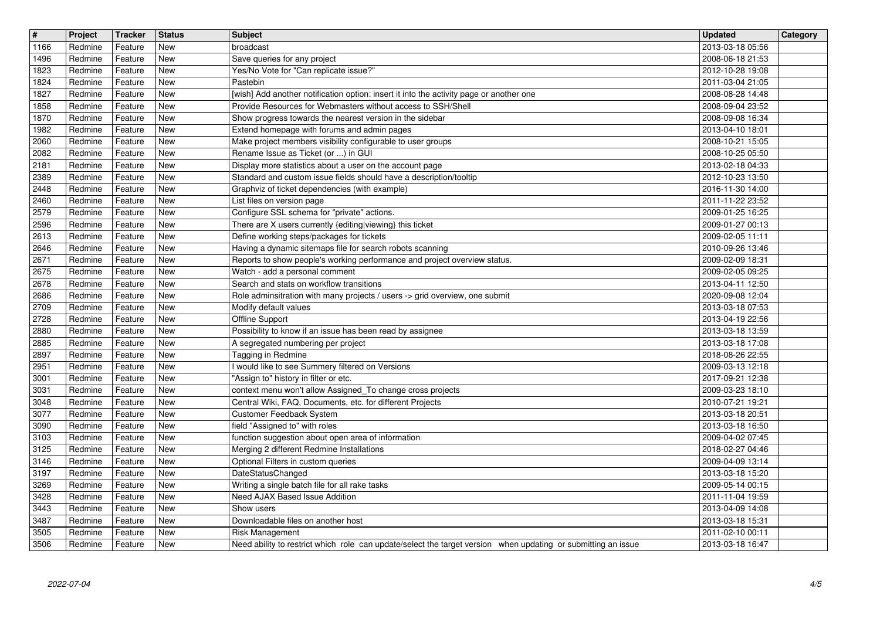| # | Project | Tracker | Status | Subject | Updated | Category |
| --- | --- | --- | --- | --- | --- | --- |
| 1166 | Redmine | Feature | New | broadcast | 2013-03-18 05:56 | |
| 1496 | Redmine | Feature | New | Save queries for any project | 2008-06-18 21:53 | |
| 1823 | Redmine | Feature | New | Yes/No Vote for "Can replicate issue?" | 2012-10-28 19:08 | |
| 1824 | Redmine | Feature | New | Pastebin | 2011-03-04 21:05 | |
| 1827 | Redmine | Feature | New | [wish] Add another notification option: insert it into the activity page or another one | 2008-08-28 14:48 | |
| 1858 | Redmine | Feature | New | Provide Resources for Webmasters without access to SSH/Shell | 2008-09-04 23:52 | |
| 1870 | Redmine | Feature | New | Show progress towards the nearest version in the sidebar | 2008-09-08 16:34 | |
| 1982 | Redmine | Feature | New | Extend homepage with forums and admin pages | 2013-04-10 18:01 | |
| 2060 | Redmine | Feature | New | Make project members visibility configurable to user groups | 2008-10-21 15:05 | |
| 2082 | Redmine | Feature | New | Rename Issue as Ticket (or ...) in GUI | 2008-10-25 05:50 | |
| 2181 | Redmine | Feature | New | Display more statistics about a user on the account page | 2013-02-18 04:33 | |
| 2389 | Redmine | Feature | New | Standard and custom issue fields should have a description/tooltip | 2012-10-23 13:50 | |
| 2448 | Redmine | Feature | New | Graphviz of ticket dependencies (with example) | 2016-11-30 14:00 | |
| 2460 | Redmine | Feature | New | List files on version page | 2011-11-22 23:52 | |
| 2579 | Redmine | Feature | New | Configure SSL schema for "private" actions. | 2009-01-25 16:25 | |
| 2596 | Redmine | Feature | New | There are X users currently {editing\|viewing} this ticket | 2009-01-27 00:13 | |
| 2613 | Redmine | Feature | New | Define working steps/packages for tickets | 2009-02-05 11:11 | |
| 2646 | Redmine | Feature | New | Having a dynamic sitemaps file for search robots scanning | 2010-09-26 13:46 | |
| 2671 | Redmine | Feature | New | Reports to show people's working performance and project overview status. | 2009-02-09 18:31 | |
| 2675 | Redmine | Feature | New | Watch - add a personal comment | 2009-02-05 09:25 | |
| 2678 | Redmine | Feature | New | Search and stats on workflow transitions | 2013-04-11 12:50 | |
| 2686 | Redmine | Feature | New | Role adminsitration with many projects / users -> grid overview, one submit | 2020-09-08 12:04 | |
| 2709 | Redmine | Feature | New | Modify default values | 2013-03-18 07:53 | |
| 2728 | Redmine | Feature | New | Offline Support | 2013-04-19 22:56 | |
| 2880 | Redmine | Feature | New | Possibility to know if an issue has been read by assignee | 2013-03-18 13:59 | |
| 2885 | Redmine | Feature | New | A segregated numbering per project | 2013-03-18 17:08 | |
| 2897 | Redmine | Feature | New | Tagging in Redmine | 2018-08-26 22:55 | |
| 2951 | Redmine | Feature | New | I would like to see Summery filtered on Versions | 2009-03-13 12:18 | |
| 3001 | Redmine | Feature | New | "Assign to" history in filter or etc. | 2017-09-21 12:38 | |
| 3031 | Redmine | Feature | New | context menu won't allow Assigned_To change cross projects | 2009-03-23 18:10 | |
| 3048 | Redmine | Feature | New | Central Wiki, FAQ, Documents, etc. for different Projects | 2010-07-21 19:21 | |
| 3077 | Redmine | Feature | New | Customer Feedback System | 2013-03-18 20:51 | |
| 3090 | Redmine | Feature | New | field "Assigned to" with roles | 2013-03-18 16:50 | |
| 3103 | Redmine | Feature | New | function suggestion about open area of information | 2009-04-02 07:45 | |
| 3125 | Redmine | Feature | New | Merging 2 different Redmine Installations | 2018-02-27 04:46 | |
| 3146 | Redmine | Feature | New | Optional Filters in custom queries | 2009-04-09 13:14 | |
| 3197 | Redmine | Feature | New | DateStatusChanged | 2013-03-18 15:20 | |
| 3269 | Redmine | Feature | New | Writing a single batch file for all rake tasks | 2009-05-14 00:15 | |
| 3428 | Redmine | Feature | New | Need AJAX Based Issue Addition | 2011-11-04 19:59 | |
| 3443 | Redmine | Feature | New | Show users | 2013-04-09 14:08 | |
| 3487 | Redmine | Feature | New | Downloadable files on another host | 2013-03-18 15:31 | |
| 3505 | Redmine | Feature | New | Risk Management | 2011-02-10 00:11 | |
| 3506 | Redmine | Feature | New | Need ability to restrict which role can update/select the target version when updating or submitting an issue | 2013-03-18 16:47 | |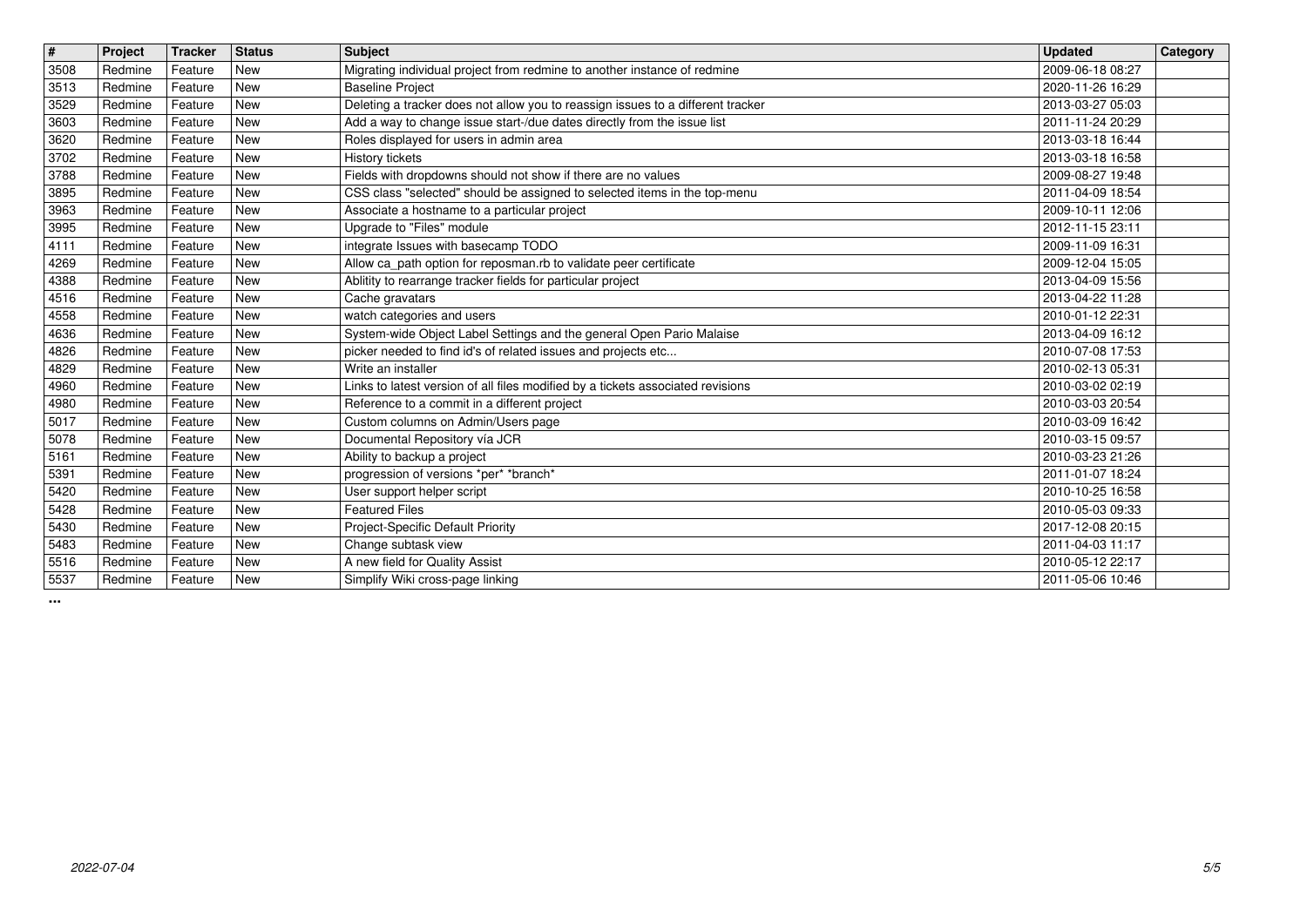| # | Project | Tracker | Status | Subject | Updated | Category |
| --- | --- | --- | --- | --- | --- | --- |
| 3508 | Redmine | Feature | New | Migrating individual project from redmine to another instance of redmine | 2009-06-18 08:27 | |
| 3513 | Redmine | Feature | New | Baseline Project | 2020-11-26 16:29 | |
| 3529 | Redmine | Feature | New | Deleting a tracker does not allow you to reassign issues to a different tracker | 2013-03-27 05:03 | |
| 3603 | Redmine | Feature | New | Add a way to change issue start-/due dates directly from the issue list | 2011-11-24 20:29 | |
| 3620 | Redmine | Feature | New | Roles displayed for users in admin area | 2013-03-18 16:44 | |
| 3702 | Redmine | Feature | New | History tickets | 2013-03-18 16:58 | |
| 3788 | Redmine | Feature | New | Fields with dropdowns should not show if there are no values | 2009-08-27 19:48 | |
| 3895 | Redmine | Feature | New | CSS class "selected" should be assigned to selected items in the top-menu | 2011-04-09 18:54 | |
| 3963 | Redmine | Feature | New | Associate a hostname to a particular project | 2009-10-11 12:06 | |
| 3995 | Redmine | Feature | New | Upgrade to "Files" module | 2012-11-15 23:11 | |
| 4111 | Redmine | Feature | New | integrate Issues with basecamp TODO | 2009-11-09 16:31 | |
| 4269 | Redmine | Feature | New | Allow ca_path option for reposman.rb to validate peer certificate | 2009-12-04 15:05 | |
| 4388 | Redmine | Feature | New | Ablitity to rearrange tracker fields for particular project | 2013-04-09 15:56 | |
| 4516 | Redmine | Feature | New | Cache gravatars | 2013-04-22 11:28 | |
| 4558 | Redmine | Feature | New | watch categories and users | 2010-01-12 22:31 | |
| 4636 | Redmine | Feature | New | System-wide Object Label Settings and the general Open Pario Malaise | 2013-04-09 16:12 | |
| 4826 | Redmine | Feature | New | picker needed to find id's of related issues and projects etc... | 2010-07-08 17:53 | |
| 4829 | Redmine | Feature | New | Write an installer | 2010-02-13 05:31 | |
| 4960 | Redmine | Feature | New | Links to latest version of all files modified by a tickets associated revisions | 2010-03-02 02:19 | |
| 4980 | Redmine | Feature | New | Reference to a commit in a different project | 2010-03-03 20:54 | |
| 5017 | Redmine | Feature | New | Custom columns on Admin/Users page | 2010-03-09 16:42 | |
| 5078 | Redmine | Feature | New | Documental Repository vía JCR | 2010-03-15 09:57 | |
| 5161 | Redmine | Feature | New | Ability to backup a project | 2010-03-23 21:26 | |
| 5391 | Redmine | Feature | New | progression of versions *per* *branch* | 2011-01-07 18:24 | |
| 5420 | Redmine | Feature | New | User support helper script | 2010-10-25 16:58 | |
| 5428 | Redmine | Feature | New | Featured Files | 2010-05-03 09:33 | |
| 5430 | Redmine | Feature | New | Project-Specific Default Priority | 2017-12-08 20:15 | |
| 5483 | Redmine | Feature | New | Change subtask view | 2011-04-03 11:17 | |
| 5516 | Redmine | Feature | New | A new field for Quality Assist | 2010-05-12 22:17 | |
| 5537 | Redmine | Feature | New | Simplify Wiki cross-page linking | 2011-05-06 10:46 | |

...